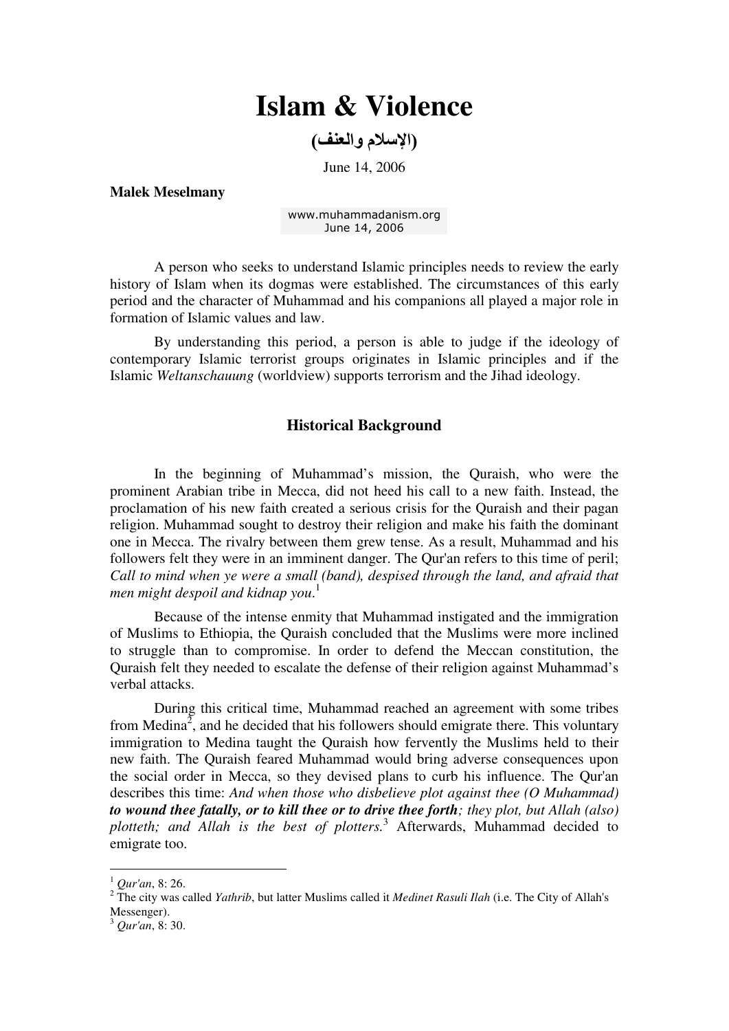# Islam & Violence

**(الإسلام والعنف)**

June 14, 2006

**Malek Meselmany**

www.muhammadanism.org
June 14, 2006

A person who seeks to understand Islamic principles needs to review the early history of Islam when its dogmas were established. The circumstances of this early period and the character of Muhammad and his companions all played a major role in formation of Islamic values and law.

By understanding this period, a person is able to judge if the ideology of contemporary Islamic terrorist groups originates in Islamic principles and if the Islamic *Weltanschauung* (worldview) supports terrorism and the Jihad ideology.

## Historical Background

In the beginning of Muhammad's mission, the Quraish, who were the prominent Arabian tribe in Mecca, did not heed his call to a new faith. Instead, the proclamation of his new faith created a serious crisis for the Quraish and their pagan religion. Muhammad sought to destroy their religion and make his faith the dominant one in Mecca. The rivalry between them grew tense. As a result, Muhammad and his followers felt they were in an imminent danger. The Qur'an refers to this time of peril; *Call to mind when ye were a small (band), despised through the land, and afraid that men might despoil and kidnap you*.[1]

Because of the intense enmity that Muhammad instigated and the immigration of Muslims to Ethiopia, the Quraish concluded that the Muslims were more inclined to struggle than to compromise. In order to defend the Meccan constitution, the Quraish felt they needed to escalate the defense of their religion against Muhammad's verbal attacks.

During this critical time, Muhammad reached an agreement with some tribes from Medina[2], and he decided that his followers should emigrate there. This voluntary immigration to Medina taught the Quraish how fervently the Muslims held to their new faith. The Quraish feared Muhammad would bring adverse consequences upon the social order in Mecca, so they devised plans to curb his influence. The Qur'an describes this time: *And when those who disbelieve plot against thee (O Muhammad)* ***to wound thee fatally, or to kill thee or to drive thee forth****; they plot, but Allah (also) plotteth; and Allah is the best of plotters.*[3] Afterwards, Muhammad decided to emigrate too.

---

[1] *Qur'an*, 8: 26.

[2] The city was called *Yathrib*, but latter Muslims called it *Medinet Rasuli Ilah* (i.e. The City of Allah's Messenger).

[3] *Qur'an*, 8: 30.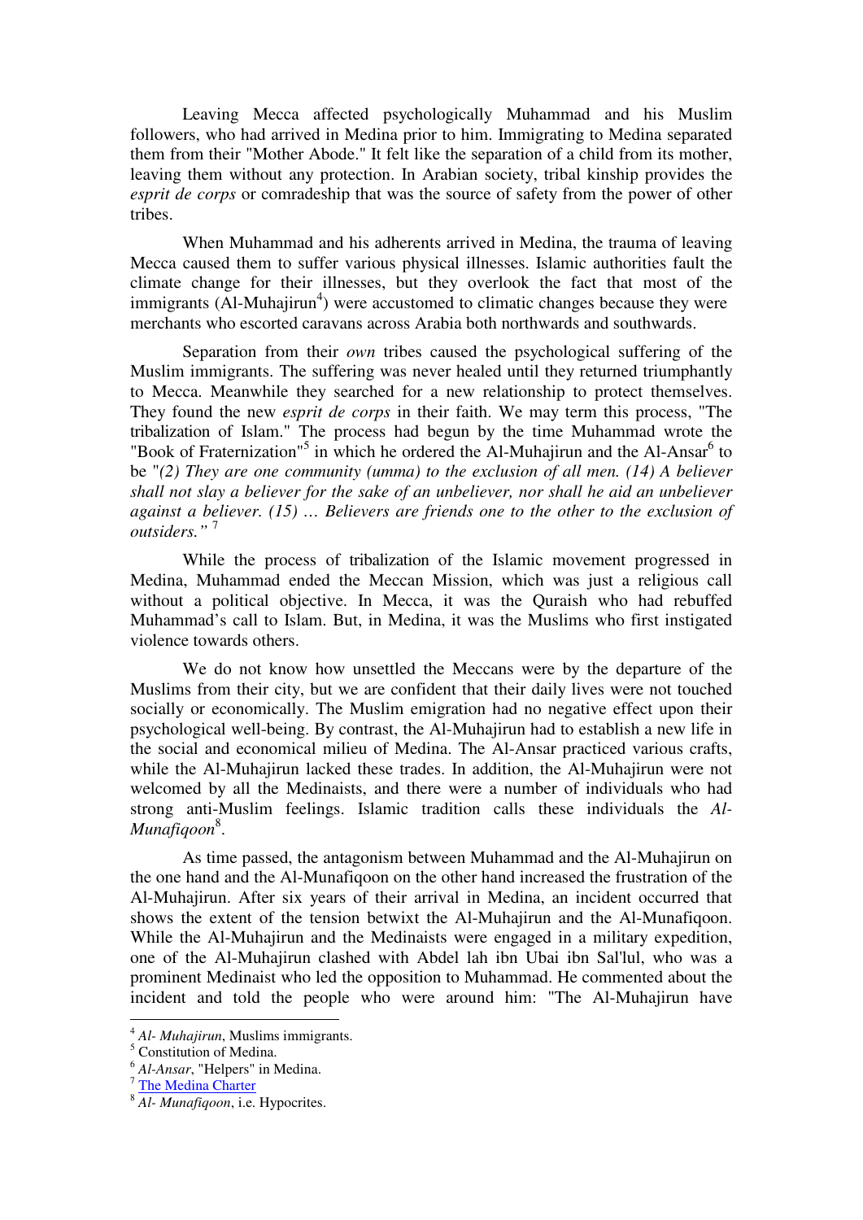Leaving Mecca affected psychologically Muhammad and his Muslim followers, who had arrived in Medina prior to him. Immigrating to Medina separated them from their "Mother Abode." It felt like the separation of a child from its mother, leaving them without any protection. In Arabian society, tribal kinship provides the *esprit de corps* or comradeship that was the source of safety from the power of other tribes.

When Muhammad and his adherents arrived in Medina, the trauma of leaving Mecca caused them to suffer various physical illnesses. Islamic authorities fault the climate change for their illnesses, but they overlook the fact that most of the immigrants (Al-Muhajirun[4]) were accustomed to climatic changes because they were merchants who escorted caravans across Arabia both northwards and southwards.

Separation from their *own* tribes caused the psychological suffering of the Muslim immigrants. The suffering was never healed until they returned triumphantly to Mecca. Meanwhile they searched for a new relationship to protect themselves. They found the new *esprit de corps* in their faith. We may term this process, "The tribalization of Islam." The process had begun by the time Muhammad wrote the "Book of Fraternization"[5] in which he ordered the Al-Muhajirun and the Al-Ansar[6] to be "*(2) They are one community (umma) to the exclusion of all men. (14) A believer shall not slay a believer for the sake of an unbeliever, nor shall he aid an unbeliever against a believer. (15) … Believers are friends one to the other to the exclusion of outsiders."* [7]

While the process of tribalization of the Islamic movement progressed in Medina, Muhammad ended the Meccan Mission, which was just a religious call without a political objective. In Mecca, it was the Quraish who had rebuffed Muhammad's call to Islam. But, in Medina, it was the Muslims who first instigated violence towards others.

We do not know how unsettled the Meccans were by the departure of the Muslims from their city, but we are confident that their daily lives were not touched socially or economically. The Muslim emigration had no negative effect upon their psychological well-being. By contrast, the Al-Muhajirun had to establish a new life in the social and economical milieu of Medina. The Al-Ansar practiced various crafts, while the Al-Muhajirun lacked these trades. In addition, the Al-Muhajirun were not welcomed by all the Medinaists, and there were a number of individuals who had strong anti-Muslim feelings. Islamic tradition calls these individuals the *Al-Munafiqoon*[8].

As time passed, the antagonism between Muhammad and the Al-Muhajirun on the one hand and the Al-Munafiqoon on the other hand increased the frustration of the Al-Muhajirun. After six years of their arrival in Medina, an incident occurred that shows the extent of the tension betwixt the Al-Muhajirun and the Al-Munafiqoon. While the Al-Muhajirun and the Medinaists were engaged in a military expedition, one of the Al-Muhajirun clashed with Abdel lah ibn Ubai ibn Sal'lul, who was a prominent Medinaist who led the opposition to Muhammad. He commented about the incident and told the people who were around him: "The Al-Muhajirun have

---

[4] *Al- Muhajirun*, Muslims immigrants.

[5] Constitution of Medina.

[6] *Al-Ansar*, "Helpers" in Medina.

[7] The Medina Charter

[8] *Al- Munafiqoon*, i.e. Hypocrites.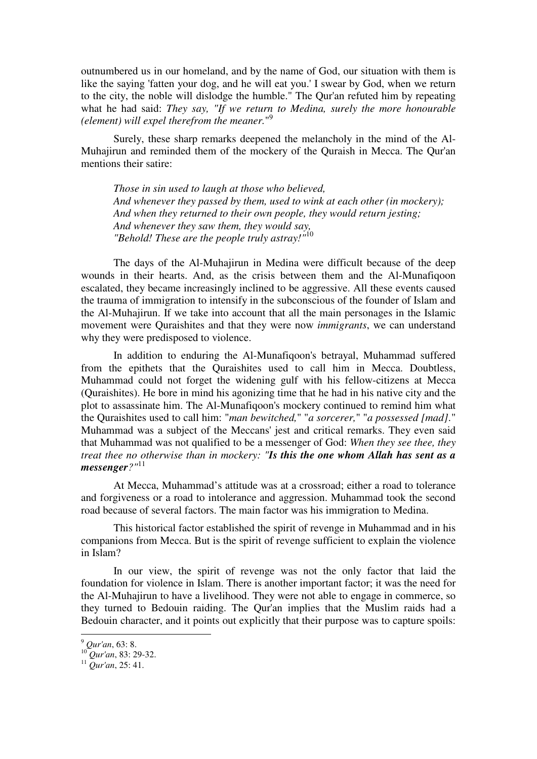outnumbered us in our homeland, and by the name of God, our situation with them is like the saying 'fatten your dog, and he will eat you.' I swear by God, when we return to the city, the noble will dislodge the humble." The Qur'an refuted him by repeating what he had said: *They say, "If we return to Medina, surely the more honourable (element) will expel therefrom the meaner."*[9]

Surely, these sharp remarks deepened the melancholy in the mind of the Al-Muhajirun and reminded them of the mockery of the Quraish in Mecca. The Qur'an mentions their satire:

> *Those in sin used to laugh at those who believed,*
> *And whenever they passed by them, used to wink at each other (in mockery);*
> *And when they returned to their own people, they would return jesting;*
> *And whenever they saw them, they would say,*
> *"Behold! These are the people truly astray!"*[10]

The days of the Al-Muhajirun in Medina were difficult because of the deep wounds in their hearts. And, as the crisis between them and the Al-Munafiqoon escalated, they became increasingly inclined to be aggressive. All these events caused the trauma of immigration to intensify in the subconscious of the founder of Islam and the Al-Muhajirun. If we take into account that all the main personages in the Islamic movement were Quraishites and that they were now *immigrants*, we can understand why they were predisposed to violence.

In addition to enduring the Al-Munafiqoon's betrayal, Muhammad suffered from the epithets that the Quraishites used to call him in Mecca. Doubtless, Muhammad could not forget the widening gulf with his fellow-citizens at Mecca (Quraishites). He bore in mind his agonizing time that he had in his native city and the plot to assassinate him. The Al-Munafiqoon's mockery continued to remind him what the Quraishites used to call him: "*man bewitched,*" "*a sorcerer,*" "*a possessed [mad].*" Muhammad was a subject of the Meccans' jest and critical remarks. They even said that Muhammad was not qualified to be a messenger of God: *When they see thee, they treat thee no otherwise than in mockery: "**Is this the one whom Allah has sent as a messenger**?"*[11]

At Mecca, Muhammad's attitude was at a crossroad; either a road to tolerance and forgiveness or a road to intolerance and aggression. Muhammad took the second road because of several factors. The main factor was his immigration to Medina.

This historical factor established the spirit of revenge in Muhammad and in his companions from Mecca. But is the spirit of revenge sufficient to explain the violence in Islam?

In our view, the spirit of revenge was not the only factor that laid the foundation for violence in Islam. There is another important factor; it was the need for the Al-Muhajirun to have a livelihood. They were not able to engage in commerce, so they turned to Bedouin raiding. The Qur'an implies that the Muslim raids had a Bedouin character, and it points out explicitly that their purpose was to capture spoils:

---

[9] *Qur'an*, 63: 8.
[10] *Qur'an*, 83: 29-32.
[11] *Qur'an*, 25: 41.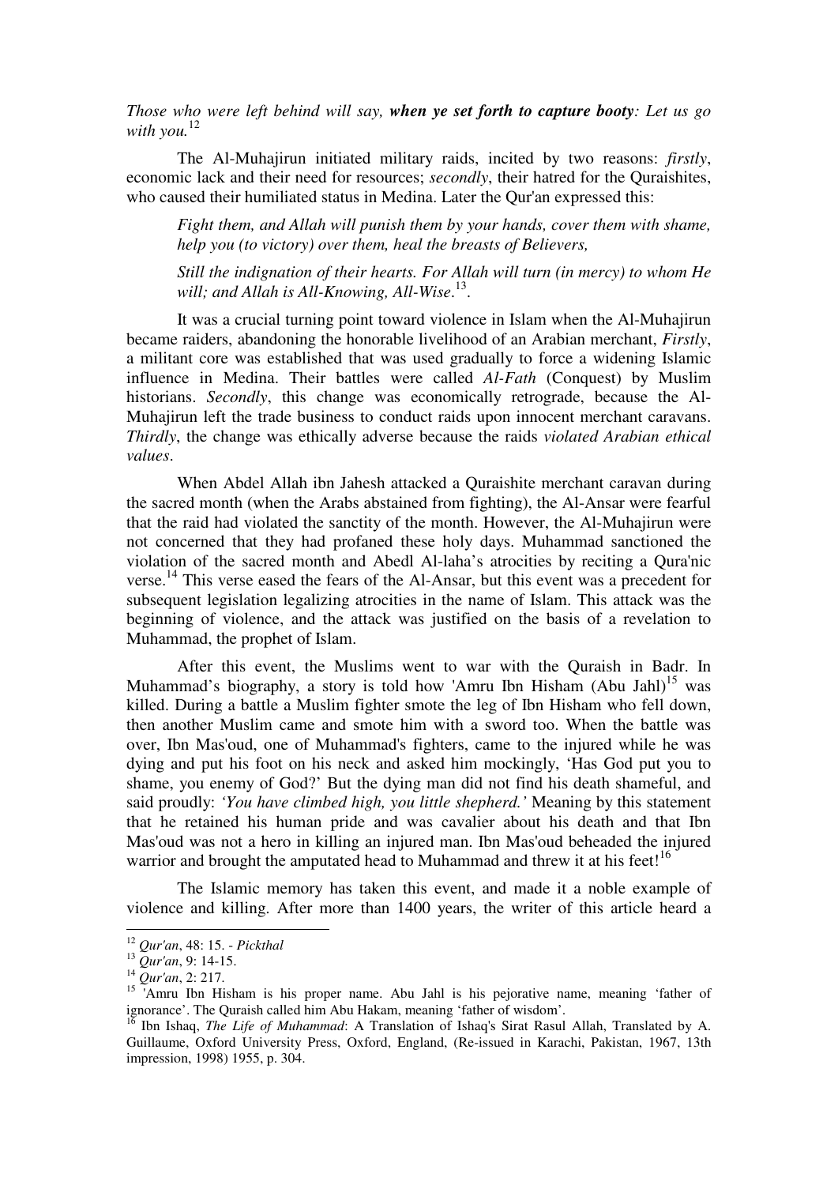*Those who were left behind will say, **when ye set forth to capture booty**: Let us go with you.*[12]

The Al-Muhajirun initiated military raids, incited by two reasons: *firstly*, economic lack and their need for resources; *secondly*, their hatred for the Quraishites, who caused their humiliated status in Medina. Later the Qur'an expressed this:

> *Fight them, and Allah will punish them by your hands, cover them with shame, help you (to victory) over them, heal the breasts of Believers,*
>
> *Still the indignation of their hearts. For Allah will turn (in mercy) to whom He will; and Allah is All-Knowing, All-Wise.*[13].

It was a crucial turning point toward violence in Islam when the Al-Muhajirun became raiders, abandoning the honorable livelihood of an Arabian merchant, *Firstly*, a militant core was established that was used gradually to force a widening Islamic influence in Medina. Their battles were called *Al-Fath* (Conquest) by Muslim historians. *Secondly*, this change was economically retrograde, because the Al-Muhajirun left the trade business to conduct raids upon innocent merchant caravans. *Thirdly*, the change was ethically adverse because the raids *violated Arabian ethical values*.

When Abdel Allah ibn Jahesh attacked a Quraishite merchant caravan during the sacred month (when the Arabs abstained from fighting), the Al-Ansar were fearful that the raid had violated the sanctity of the month. However, the Al-Muhajirun were not concerned that they had profaned these holy days. Muhammad sanctioned the violation of the sacred month and Abedl Al-laha's atrocities by reciting a Qura'nic verse.[14] This verse eased the fears of the Al-Ansar, but this event was a precedent for subsequent legislation legalizing atrocities in the name of Islam. This attack was the beginning of violence, and the attack was justified on the basis of a revelation to Muhammad, the prophet of Islam.

After this event, the Muslims went to war with the Quraish in Badr. In Muhammad's biography, a story is told how 'Amru Ibn Hisham (Abu Jahl)[15] was killed. During a battle a Muslim fighter smote the leg of Ibn Hisham who fell down, then another Muslim came and smote him with a sword too. When the battle was over, Ibn Mas'oud, one of Muhammad's fighters, came to the injured while he was dying and put his foot on his neck and asked him mockingly, 'Has God put you to shame, you enemy of God?' But the dying man did not find his death shameful, and said proudly: *'You have climbed high, you little shepherd.'* Meaning by this statement that he retained his human pride and was cavalier about his death and that Ibn Mas'oud was not a hero in killing an injured man. Ibn Mas'oud beheaded the injured warrior and brought the amputated head to Muhammad and threw it at his feet![16]

The Islamic memory has taken this event, and made it a noble example of violence and killing. After more than 1400 years, the writer of this article heard a

---

[12] *Qur'an*, 48: 15. - *Pickthal*

[13] *Qur'an*, 9: 14-15.

[14] *Qur'an*, 2: 217.

[15] 'Amru Ibn Hisham is his proper name. Abu Jahl is his pejorative name, meaning 'father of ignorance'. The Quraish called him Abu Hakam, meaning 'father of wisdom'.

[16] Ibn Ishaq, *The Life of Muhammad*: A Translation of Ishaq's Sirat Rasul Allah, Translated by A. Guillaume, Oxford University Press, Oxford, England, (Re-issued in Karachi, Pakistan, 1967, 13th impression, 1998) 1955, p. 304.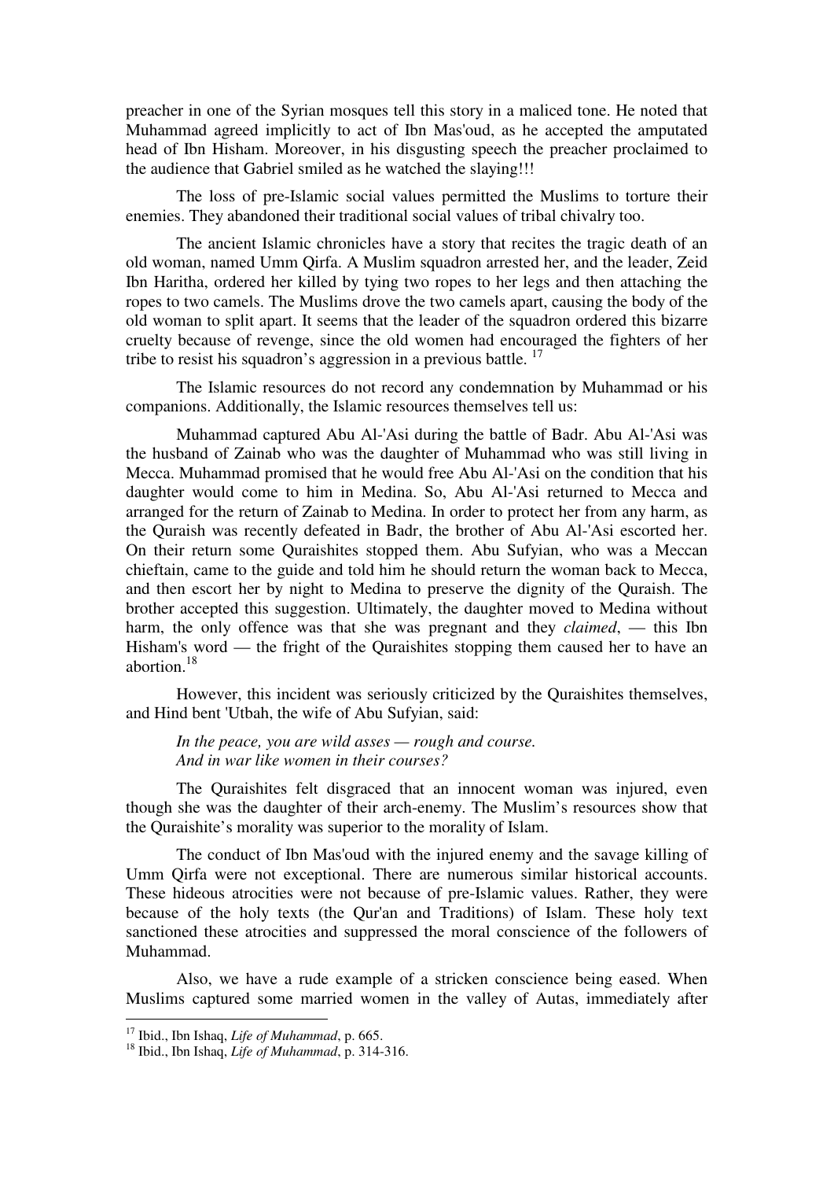preacher in one of the Syrian mosques tell this story in a maliced tone. He noted that Muhammad agreed implicitly to act of Ibn Mas'oud, as he accepted the amputated head of Ibn Hisham. Moreover, in his disgusting speech the preacher proclaimed to the audience that Gabriel smiled as he watched the slaying!!!

The loss of pre-Islamic social values permitted the Muslims to torture their enemies. They abandoned their traditional social values of tribal chivalry too.

The ancient Islamic chronicles have a story that recites the tragic death of an old woman, named Umm Qirfa. A Muslim squadron arrested her, and the leader, Zeid Ibn Haritha, ordered her killed by tying two ropes to her legs and then attaching the ropes to two camels. The Muslims drove the two camels apart, causing the body of the old woman to split apart. It seems that the leader of the squadron ordered this bizarre cruelty because of revenge, since the old women had encouraged the fighters of her tribe to resist his squadron's aggression in a previous battle. [17]

The Islamic resources do not record any condemnation by Muhammad or his companions. Additionally, the Islamic resources themselves tell us:

Muhammad captured Abu Al-'Asi during the battle of Badr. Abu Al-'Asi was the husband of Zainab who was the daughter of Muhammad who was still living in Mecca. Muhammad promised that he would free Abu Al-'Asi on the condition that his daughter would come to him in Medina. So, Abu Al-'Asi returned to Mecca and arranged for the return of Zainab to Medina. In order to protect her from any harm, as the Quraish was recently defeated in Badr, the brother of Abu Al-'Asi escorted her. On their return some Quraishites stopped them. Abu Sufyian, who was a Meccan chieftain, came to the guide and told him he should return the woman back to Mecca, and then escort her by night to Medina to preserve the dignity of the Quraish. The brother accepted this suggestion. Ultimately, the daughter moved to Medina without harm, the only offence was that she was pregnant and they *claimed*, — this Ibn Hisham's word — the fright of the Quraishites stopping them caused her to have an abortion.[18]

However, this incident was seriously criticized by the Quraishites themselves, and Hind bent 'Utbah, the wife of Abu Sufyian, said:

*In the peace, you are wild asses — rough and course.*
*And in war like women in their courses?*

The Quraishites felt disgraced that an innocent woman was injured, even though she was the daughter of their arch-enemy. The Muslim's resources show that the Quraishite's morality was superior to the morality of Islam.

The conduct of Ibn Mas'oud with the injured enemy and the savage killing of Umm Qirfa were not exceptional. There are numerous similar historical accounts. These hideous atrocities were not because of pre-Islamic values. Rather, they were because of the holy texts (the Qur'an and Traditions) of Islam. These holy text sanctioned these atrocities and suppressed the moral conscience of the followers of Muhammad.

Also, we have a rude example of a stricken conscience being eased. When Muslims captured some married women in the valley of Autas, immediately after

---

[17] Ibid., Ibn Ishaq, *Life of Muhammad*, p. 665.
[18] Ibid., Ibn Ishaq, *Life of Muhammad*, p. 314-316.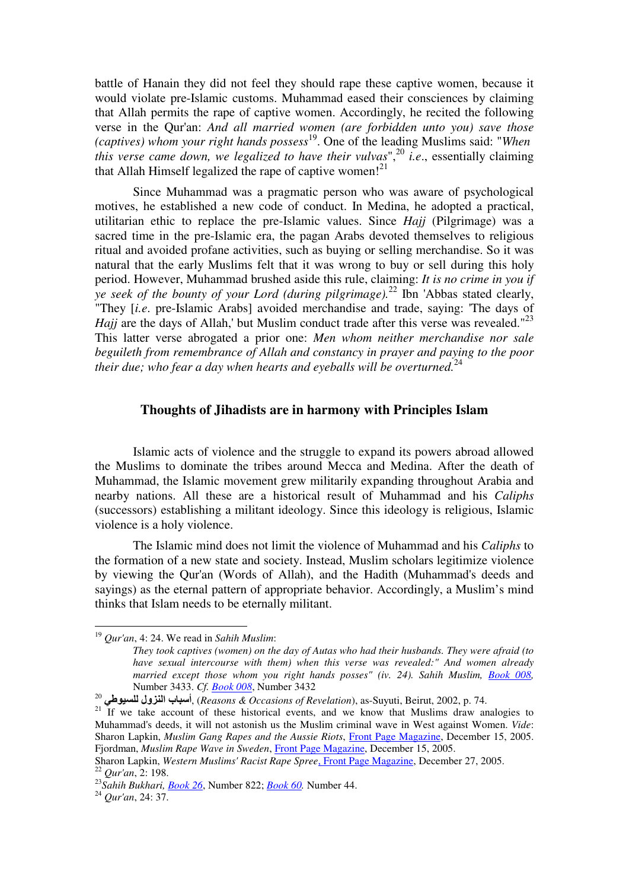battle of Hanain they did not feel they should rape these captive women, because it would violate pre-Islamic customs. Muhammad eased their consciences by claiming that Allah permits the rape of captive women. Accordingly, he recited the following verse in the Qur'an: *And all married women (are forbidden unto you) save those (captives) whom your right hands possess*[19]. One of the leading Muslims said: "*When this verse came down, we legalized to have their vulvas*",[20] *i.e*., essentially claiming that Allah Himself legalized the rape of captive women![21]

Since Muhammad was a pragmatic person who was aware of psychological motives, he established a new code of conduct. In Medina, he adopted a practical, utilitarian ethic to replace the pre-Islamic values. Since *Hajj* (Pilgrimage) was a sacred time in the pre-Islamic era, the pagan Arabs devoted themselves to religious ritual and avoided profane activities, such as buying or selling merchandise. So it was natural that the early Muslims felt that it was wrong to buy or sell during this holy period. However, Muhammad brushed aside this rule, claiming: *It is no crime in you if ye seek of the bounty of your Lord (during pilgrimage).*[22] Ibn 'Abbas stated clearly, "They [*i.e*. pre-Islamic Arabs] avoided merchandise and trade, saying: 'The days of *Hajj* are the days of Allah,' but Muslim conduct trade after this verse was revealed."[23] This latter verse abrogated a prior one: *Men whom neither merchandise nor sale beguileth from remembrance of Allah and constancy in prayer and paying to the poor their due; who fear a day when hearts and eyeballs will be overturned.*[24]

## Thoughts of Jihadists are in harmony with Principles Islam

Islamic acts of violence and the struggle to expand its powers abroad allowed the Muslims to dominate the tribes around Mecca and Medina. After the death of Muhammad, the Islamic movement grew militarily expanding throughout Arabia and nearby nations. All these are a historical result of Muhammad and his *Caliphs* (successors) establishing a militant ideology. Since this ideology is religious, Islamic violence is a holy violence.

The Islamic mind does not limit the violence of Muhammad and his *Caliphs* to the formation of a new state and society. Instead, Muslim scholars legitimize violence by viewing the Qur'an (Words of Allah), and the Hadith (Muhammad's deeds and sayings) as the eternal pattern of appropriate behavior. Accordingly, a Muslim's mind thinks that Islam needs to be eternally militant.

---

[19] *Qur'an*, 4: 24. We read in *Sahih Muslim*:

> *They took captives (women) on the day of Autas who had their husbands. They were afraid (to have sexual intercourse with them) when this verse was revealed:" And women already married except those whom you right hands posses" (iv. 24). Sahih Muslim,* Book 008*,* Number 3433. *Cf.* Book 008, Number 3432

[20] **أسباب النزول للسيوطي**, (*Reasons & Occasions of Revelation*), as-Suyuti, Beirut, 2002, p. 74.

[21] If we take account of these historical events, and we know that Muslims draw analogies to Muhammad's deeds, it will not astonish us the Muslim criminal wave in West against Women. *Vide*: Sharon Lapkin, *Muslim Gang Rapes and the Aussie Riots*, Front Page Magazine, December 15, 2005. Fjordman, *Muslim Rape Wave in Sweden*, Front Page Magazine, December 15, 2005.
Sharon Lapkin, *Western Muslims' Racist Rape Spree*, Front Page Magazine, December 27, 2005.

[22] *Qur'an*, 2: 198.

[23] *Sahih Bukhari,* *Book 26*, Number 822; *Book 60.* Number 44.

[24] *Qur'an*, 24: 37.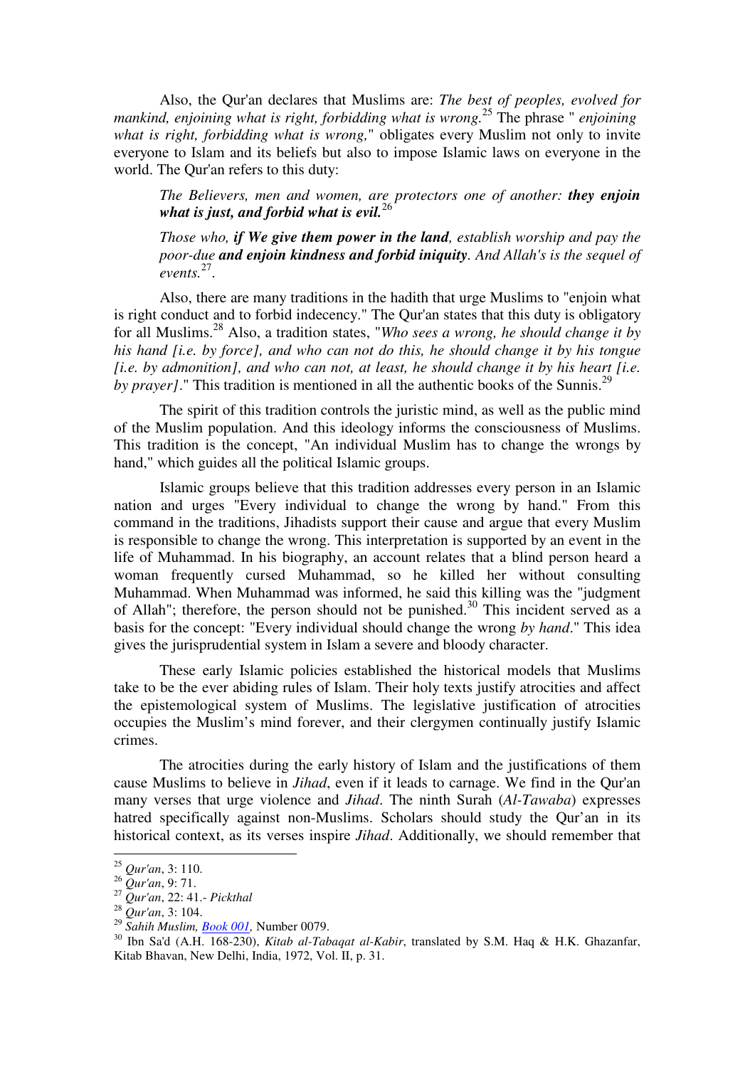Also, the Qur'an declares that Muslims are: *The best of peoples, evolved for mankind, enjoining what is right, forbidding what is wrong.*[25] The phrase " *enjoining what is right, forbidding what is wrong,*" obligates every Muslim not only to invite everyone to Islam and its beliefs but also to impose Islamic laws on everyone in the world. The Qur'an refers to this duty:

> *The Believers, men and women, are protectors one of another:* ***they enjoin what is just, and forbid what is evil.***[26]

> *Those who,* ***if We give them power in the land****, establish worship and pay the poor-due* ***and enjoin kindness and forbid iniquity****. And Allah's is the sequel of events.*[27].

Also, there are many traditions in the hadith that urge Muslims to "enjoin what is right conduct and to forbid indecency." The Qur'an states that this duty is obligatory for all Muslims.[28] Also, a tradition states, "*Who sees a wrong, he should change it by his hand [i.e. by force], and who can not do this, he should change it by his tongue [i.e. by admonition], and who can not, at least, he should change it by his heart [i.e. by prayer]*." This tradition is mentioned in all the authentic books of the Sunnis.[29]

The spirit of this tradition controls the juristic mind, as well as the public mind of the Muslim population. And this ideology informs the consciousness of Muslims. This tradition is the concept, "An individual Muslim has to change the wrongs by hand," which guides all the political Islamic groups.

Islamic groups believe that this tradition addresses every person in an Islamic nation and urges "Every individual to change the wrong by hand." From this command in the traditions, Jihadists support their cause and argue that every Muslim is responsible to change the wrong. This interpretation is supported by an event in the life of Muhammad. In his biography, an account relates that a blind person heard a woman frequently cursed Muhammad, so he killed her without consulting Muhammad. When Muhammad was informed, he said this killing was the "judgment of Allah"; therefore, the person should not be punished.[30] This incident served as a basis for the concept: "Every individual should change the wrong *by hand*." This idea gives the jurisprudential system in Islam a severe and bloody character.

These early Islamic policies established the historical models that Muslims take to be the ever abiding rules of Islam. Their holy texts justify atrocities and affect the epistemological system of Muslims. The legislative justification of atrocities occupies the Muslim's mind forever, and their clergymen continually justify Islamic crimes.

The atrocities during the early history of Islam and the justifications of them cause Muslims to believe in *Jihad*, even if it leads to carnage. We find in the Qur'an many verses that urge violence and *Jihad*. The ninth Surah (*Al-Tawaba*) expresses hatred specifically against non-Muslims. Scholars should study the Qur'an in its historical context, as its verses inspire *Jihad*. Additionally, we should remember that

---

[25] *Qur'an*, 3: 110.

[26] *Qur'an*, 9: 71.

[27] *Qur'an*, 22: 41.- *Pickthal*

[28] *Qur'an*, 3: 104.

[29] *Sahih Muslim, Book 001,* Number 0079.

[30] Ibn Sa'd (A.H. 168-230), *Kitab al-Tabaqat al-Kabir*, translated by S.M. Haq & H.K. Ghazanfar, Kitab Bhavan, New Delhi, India, 1972, Vol. II, p. 31.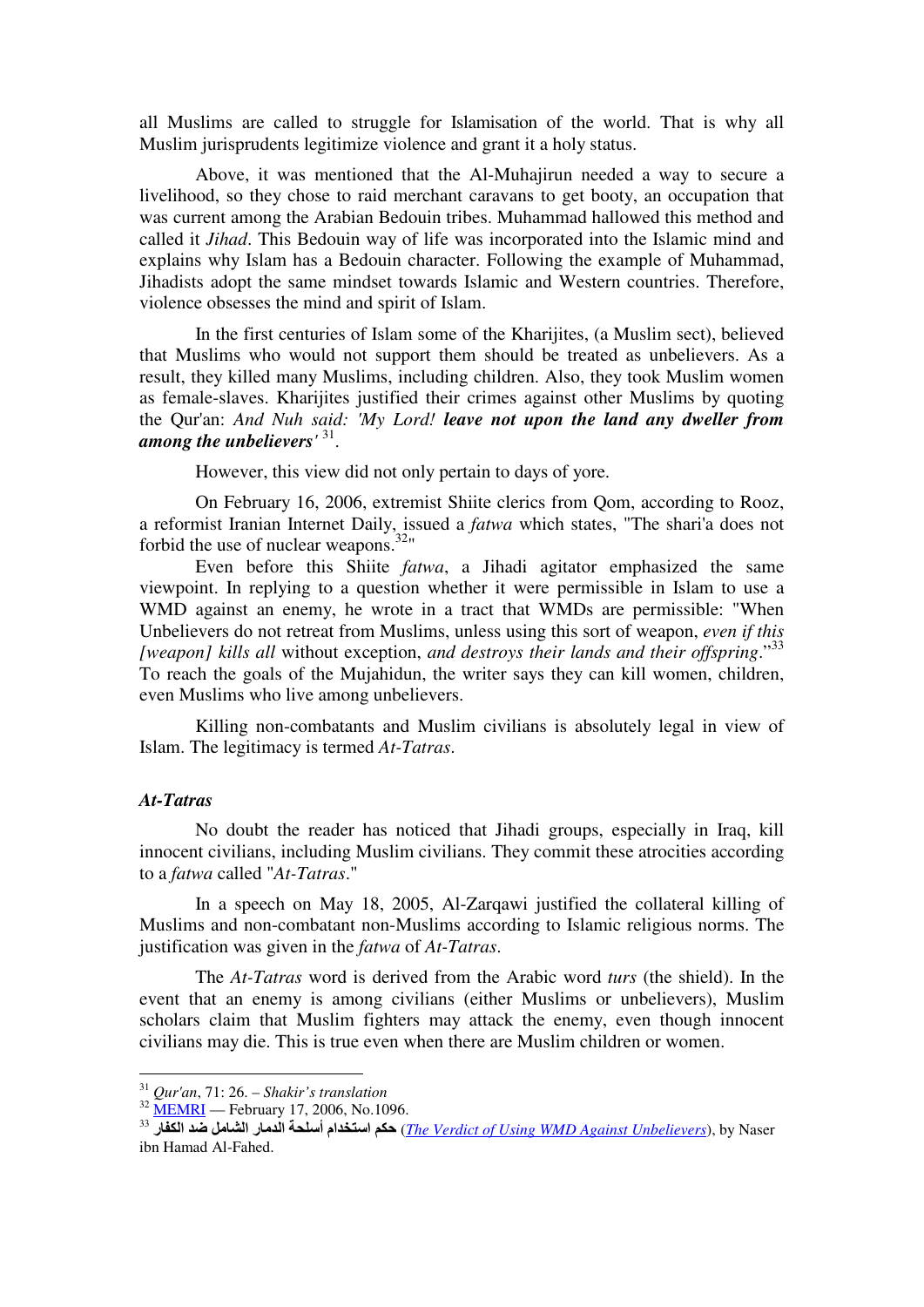all Muslims are called to struggle for Islamisation of the world. That is why all Muslim jurisprudents legitimize violence and grant it a holy status.

Above, it was mentioned that the Al-Muhajirun needed a way to secure a livelihood, so they chose to raid merchant caravans to get booty, an occupation that was current among the Arabian Bedouin tribes. Muhammad hallowed this method and called it *Jihad*. This Bedouin way of life was incorporated into the Islamic mind and explains why Islam has a Bedouin character. Following the example of Muhammad, Jihadists adopt the same mindset towards Islamic and Western countries. Therefore, violence obsesses the mind and spirit of Islam.

In the first centuries of Islam some of the Kharijites, (a Muslim sect), believed that Muslims who would not support them should be treated as unbelievers. As a result, they killed many Muslims, including children. Also, they took Muslim women as female-slaves. Kharijites justified their crimes against other Muslims by quoting the Qur'an: *And Nuh said: 'My Lord!* ***leave not upon the land any dweller from among the unbelievers'*** [31].

However, this view did not only pertain to days of yore.

On February 16, 2006, extremist Shiite clerics from Qom, according to Rooz, a reformist Iranian Internet Daily, issued a *fatwa* which states, "The shari'a does not forbid the use of nuclear weapons.[32]"

Even before this Shiite *fatwa*, a Jihadi agitator emphasized the same viewpoint. In replying to a question whether it were permissible in Islam to use a WMD against an enemy, he wrote in a tract that WMDs are permissible: "When Unbelievers do not retreat from Muslims, unless using this sort of weapon, *even if this [weapon] kills all* without exception, *and destroys their lands and their offspring*."[33] To reach the goals of the Mujahidun, the writer says they can kill women, children, even Muslims who live among unbelievers.

Killing non-combatants and Muslim civilians is absolutely legal in view of Islam. The legitimacy is termed *At-Tatras*.

### *At-Tatras*

No doubt the reader has noticed that Jihadi groups, especially in Iraq, kill innocent civilians, including Muslim civilians. They commit these atrocities according to a *fatwa* called "*At-Tatras*."

In a speech on May 18, 2005, Al-Zarqawi justified the collateral killing of Muslims and non-combatant non-Muslims according to Islamic religious norms. The justification was given in the *fatwa* of *At-Tatras*.

The *At-Tatras* word is derived from the Arabic word *turs* (the shield). In the event that an enemy is among civilians (either Muslims or unbelievers), Muslim scholars claim that Muslim fighters may attack the enemy, even though innocent civilians may die. This is true even when there are Muslim children or women.

---

[31] *Qur'an*, 71: 26. – *Shakir's translation*

[32] MEMRI — February 17, 2006, No.1096.

[33] **حكم استخدام أسلحة الدمار الشامل ضد الكفار** (*The Verdict of Using WMD Against Unbelievers*), by Naser ibn Hamad Al-Fahed.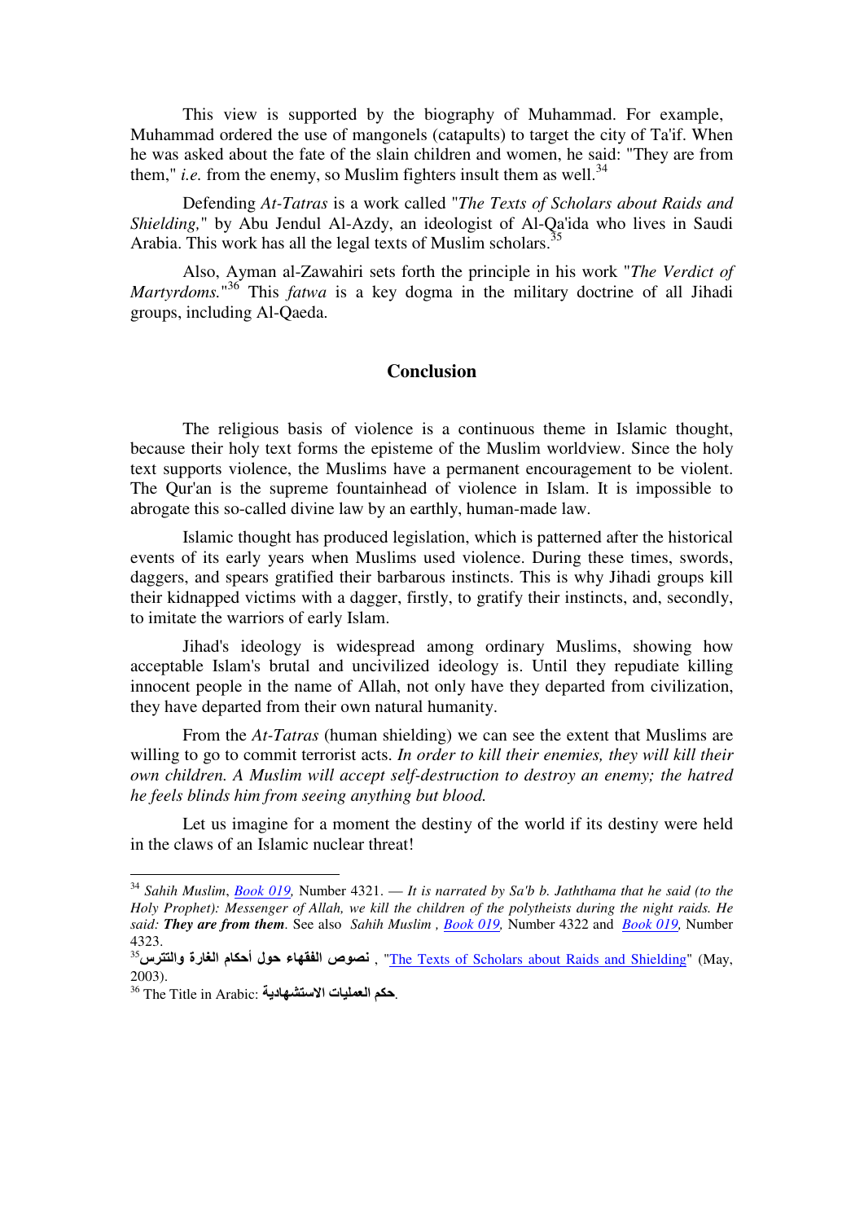This view is supported by the biography of Muhammad. For example, Muhammad ordered the use of mangonels (catapults) to target the city of Ta'if. When he was asked about the fate of the slain children and women, he said: "They are from them," *i.e.* from the enemy, so Muslim fighters insult them as well.[34]

Defending *At-Tatras* is a work called "*The Texts of Scholars about Raids and Shielding,*" by Abu Jendul Al-Azdy, an ideologist of Al-Qa'ida who lives in Saudi Arabia. This work has all the legal texts of Muslim scholars.[35]

Also, Ayman al-Zawahiri sets forth the principle in his work "*The Verdict of Martyrdoms.*"[36] This *fatwa* is a key dogma in the military doctrine of all Jihadi groups, including Al-Qaeda.

## Conclusion

The religious basis of violence is a continuous theme in Islamic thought, because their holy text forms the episteme of the Muslim worldview. Since the holy text supports violence, the Muslims have a permanent encouragement to be violent. The Qur'an is the supreme fountainhead of violence in Islam. It is impossible to abrogate this so-called divine law by an earthly, human-made law.

Islamic thought has produced legislation, which is patterned after the historical events of its early years when Muslims used violence. During these times, swords, daggers, and spears gratified their barbarous instincts. This is why Jihadi groups kill their kidnapped victims with a dagger, firstly, to gratify their instincts, and, secondly, to imitate the warriors of early Islam.

Jihad's ideology is widespread among ordinary Muslims, showing how acceptable Islam's brutal and uncivilized ideology is. Until they repudiate killing innocent people in the name of Allah, not only have they departed from civilization, they have departed from their own natural humanity.

From the *At-Tatras* (human shielding) we can see the extent that Muslims are willing to go to commit terrorist acts. *In order to kill their enemies, they will kill their own children. A Muslim will accept self-destruction to destroy an enemy; the hatred he feels blinds him from seeing anything but blood.*

Let us imagine for a moment the destiny of the world if its destiny were held in the claws of an Islamic nuclear threat!

---

[34] *Sahih Muslim*, *Book 019,* Number 4321. — *It is narrated by Sa'b b. Jaththama that he said (to the Holy Prophet): Messenger of Allah, we kill the children of the polytheists during the night raids. He said:* ***They are from them****.* See also *Sahih Muslim* , *Book 019,* Number 4322 and *Book 019,* Number 4323.

[35] **نصوص الفقهاء حول أحكام الغارة والتترس** , "The Texts of Scholars about Raids and Shielding" (May, 2003).

[36] The Title in Arabic: **حكم العمليات الاستشهادية**.